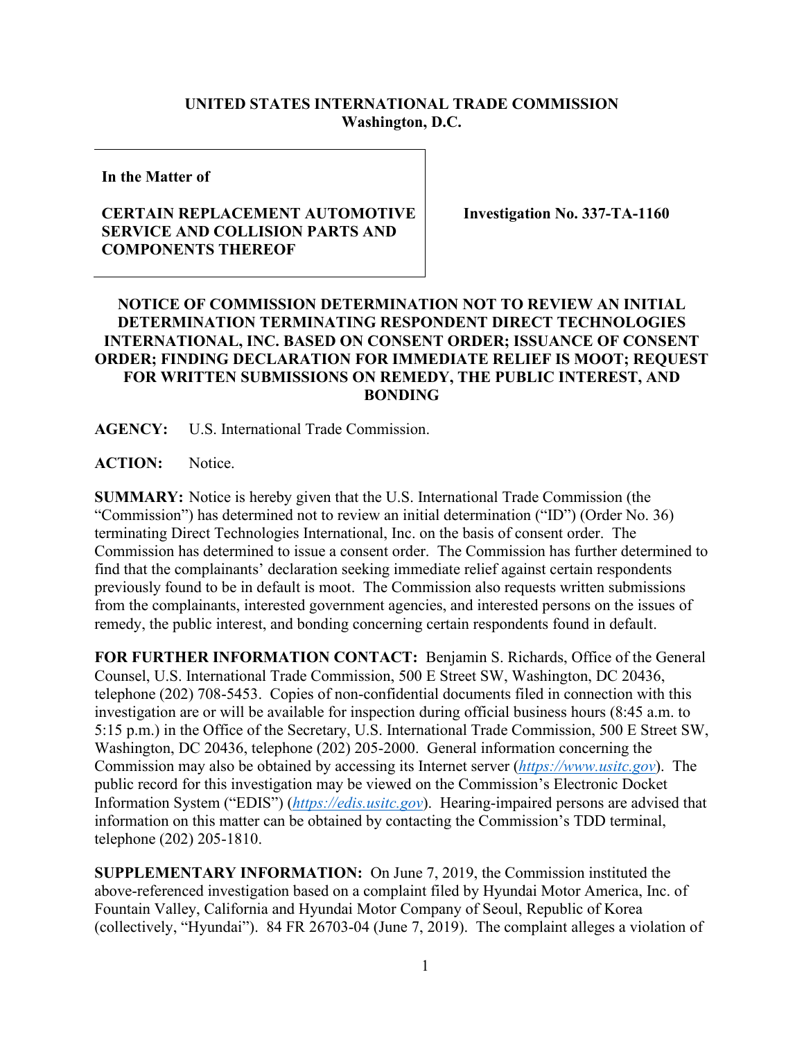**UNITED STATES INTERNATIONAL TRADE COMMISSION**
**Washington, D.C.**

| | |
|---|---|
| **In the Matter of**<br><br>**CERTAIN REPLACEMENT AUTOMOTIVE SERVICE AND COLLISION PARTS AND COMPONENTS THEREOF** | **Investigation No. 337-TA-1160** |

**NOTICE OF COMMISSION DETERMINATION NOT TO REVIEW AN INITIAL DETERMINATION TERMINATING RESPONDENT DIRECT TECHNOLOGIES INTERNATIONAL, INC. BASED ON CONSENT ORDER; ISSUANCE OF CONSENT ORDER; FINDING DECLARATION FOR IMMEDIATE RELIEF IS MOOT; REQUEST FOR WRITTEN SUBMISSIONS ON REMEDY, THE PUBLIC INTEREST, AND BONDING**

**AGENCY:** U.S. International Trade Commission.

**ACTION:** Notice.

**SUMMARY:** Notice is hereby given that the U.S. International Trade Commission (the "Commission") has determined not to review an initial determination ("ID") (Order No. 36) terminating Direct Technologies International, Inc. on the basis of consent order. The Commission has determined to issue a consent order. The Commission has further determined to find that the complainants' declaration seeking immediate relief against certain respondents previously found to be in default is moot. The Commission also requests written submissions from the complainants, interested government agencies, and interested persons on the issues of remedy, the public interest, and bonding concerning certain respondents found in default.

**FOR FURTHER INFORMATION CONTACT:** Benjamin S. Richards, Office of the General Counsel, U.S. International Trade Commission, 500 E Street SW, Washington, DC 20436, telephone (202) 708-5453. Copies of non-confidential documents filed in connection with this investigation are or will be available for inspection during official business hours (8:45 a.m. to 5:15 p.m.) in the Office of the Secretary, U.S. International Trade Commission, 500 E Street SW, Washington, DC 20436, telephone (202) 205-2000. General information concerning the Commission may also be obtained by accessing its Internet server (*https://www.usitc.gov*). The public record for this investigation may be viewed on the Commission's Electronic Docket Information System ("EDIS") (*https://edis.usitc.gov*). Hearing-impaired persons are advised that information on this matter can be obtained by contacting the Commission's TDD terminal, telephone (202) 205-1810.

**SUPPLEMENTARY INFORMATION:** On June 7, 2019, the Commission instituted the above-referenced investigation based on a complaint filed by Hyundai Motor America, Inc. of Fountain Valley, California and Hyundai Motor Company of Seoul, Republic of Korea (collectively, "Hyundai"). 84 FR 26703-04 (June 7, 2019). The complaint alleges a violation of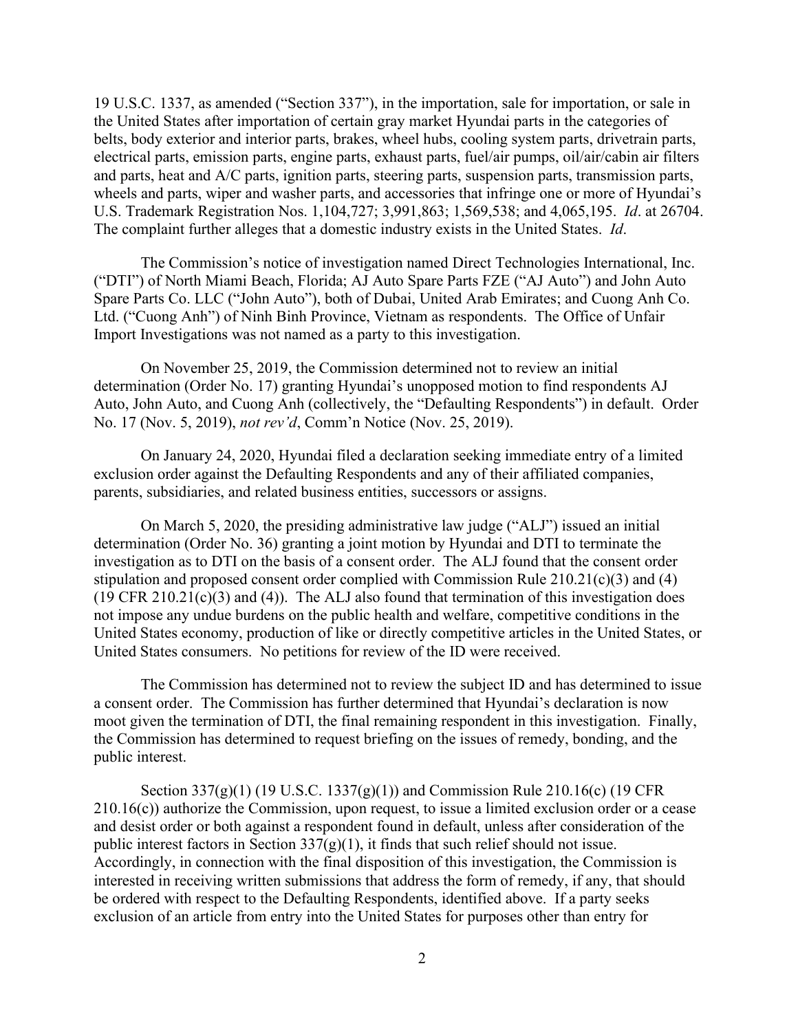19 U.S.C. 1337, as amended ("Section 337"), in the importation, sale for importation, or sale in the United States after importation of certain gray market Hyundai parts in the categories of belts, body exterior and interior parts, brakes, wheel hubs, cooling system parts, drivetrain parts, electrical parts, emission parts, engine parts, exhaust parts, fuel/air pumps, oil/air/cabin air filters and parts, heat and A/C parts, ignition parts, steering parts, suspension parts, transmission parts, wheels and parts, wiper and washer parts, and accessories that infringe one or more of Hyundai's U.S. Trademark Registration Nos. 1,104,727; 3,991,863; 1,569,538; and 4,065,195. *Id*. at 26704. The complaint further alleges that a domestic industry exists in the United States. *Id*.

The Commission's notice of investigation named Direct Technologies International, Inc. ("DTI") of North Miami Beach, Florida; AJ Auto Spare Parts FZE ("AJ Auto") and John Auto Spare Parts Co. LLC ("John Auto"), both of Dubai, United Arab Emirates; and Cuong Anh Co. Ltd. ("Cuong Anh") of Ninh Binh Province, Vietnam as respondents. The Office of Unfair Import Investigations was not named as a party to this investigation.

On November 25, 2019, the Commission determined not to review an initial determination (Order No. 17) granting Hyundai's unopposed motion to find respondents AJ Auto, John Auto, and Cuong Anh (collectively, the "Defaulting Respondents") in default. Order No. 17 (Nov. 5, 2019), *not rev'd*, Comm'n Notice (Nov. 25, 2019).

On January 24, 2020, Hyundai filed a declaration seeking immediate entry of a limited exclusion order against the Defaulting Respondents and any of their affiliated companies, parents, subsidiaries, and related business entities, successors or assigns.

On March 5, 2020, the presiding administrative law judge ("ALJ") issued an initial determination (Order No. 36) granting a joint motion by Hyundai and DTI to terminate the investigation as to DTI on the basis of a consent order. The ALJ found that the consent order stipulation and proposed consent order complied with Commission Rule 210.21(c)(3) and (4) (19 CFR 210.21(c)(3) and (4)). The ALJ also found that termination of this investigation does not impose any undue burdens on the public health and welfare, competitive conditions in the United States economy, production of like or directly competitive articles in the United States, or United States consumers. No petitions for review of the ID were received.

The Commission has determined not to review the subject ID and has determined to issue a consent order. The Commission has further determined that Hyundai's declaration is now moot given the termination of DTI, the final remaining respondent in this investigation. Finally, the Commission has determined to request briefing on the issues of remedy, bonding, and the public interest.

Section 337(g)(1) (19 U.S.C. 1337(g)(1)) and Commission Rule 210.16(c) (19 CFR 210.16(c)) authorize the Commission, upon request, to issue a limited exclusion order or a cease and desist order or both against a respondent found in default, unless after consideration of the public interest factors in Section 337(g)(1), it finds that such relief should not issue. Accordingly, in connection with the final disposition of this investigation, the Commission is interested in receiving written submissions that address the form of remedy, if any, that should be ordered with respect to the Defaulting Respondents, identified above. If a party seeks exclusion of an article from entry into the United States for purposes other than entry for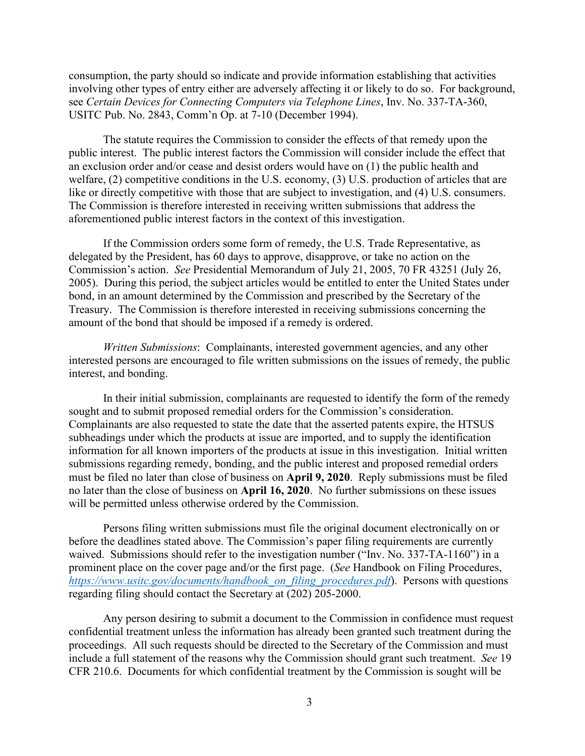consumption, the party should so indicate and provide information establishing that activities involving other types of entry either are adversely affecting it or likely to do so. For background, see *Certain Devices for Connecting Computers via Telephone Lines*, Inv. No. 337-TA-360, USITC Pub. No. 2843, Comm'n Op. at 7-10 (December 1994).

The statute requires the Commission to consider the effects of that remedy upon the public interest. The public interest factors the Commission will consider include the effect that an exclusion order and/or cease and desist orders would have on (1) the public health and welfare, (2) competitive conditions in the U.S. economy, (3) U.S. production of articles that are like or directly competitive with those that are subject to investigation, and (4) U.S. consumers. The Commission is therefore interested in receiving written submissions that address the aforementioned public interest factors in the context of this investigation.

If the Commission orders some form of remedy, the U.S. Trade Representative, as delegated by the President, has 60 days to approve, disapprove, or take no action on the Commission's action. *See* Presidential Memorandum of July 21, 2005, 70 FR 43251 (July 26, 2005). During this period, the subject articles would be entitled to enter the United States under bond, in an amount determined by the Commission and prescribed by the Secretary of the Treasury. The Commission is therefore interested in receiving submissions concerning the amount of the bond that should be imposed if a remedy is ordered.

*Written Submissions*: Complainants, interested government agencies, and any other interested persons are encouraged to file written submissions on the issues of remedy, the public interest, and bonding.

In their initial submission, complainants are requested to identify the form of the remedy sought and to submit proposed remedial orders for the Commission's consideration. Complainants are also requested to state the date that the asserted patents expire, the HTSUS subheadings under which the products at issue are imported, and to supply the identification information for all known importers of the products at issue in this investigation. Initial written submissions regarding remedy, bonding, and the public interest and proposed remedial orders must be filed no later than close of business on **April 9, 2020**. Reply submissions must be filed no later than the close of business on **April 16, 2020**. No further submissions on these issues will be permitted unless otherwise ordered by the Commission.

Persons filing written submissions must file the original document electronically on or before the deadlines stated above. The Commission's paper filing requirements are currently waived. Submissions should refer to the investigation number ("Inv. No. 337-TA-1160") in a prominent place on the cover page and/or the first page. (*See* Handbook on Filing Procedures, *https://www.usitc.gov/documents/handbook_on_filing_procedures.pdf*). Persons with questions regarding filing should contact the Secretary at (202) 205-2000.

Any person desiring to submit a document to the Commission in confidence must request confidential treatment unless the information has already been granted such treatment during the proceedings. All such requests should be directed to the Secretary of the Commission and must include a full statement of the reasons why the Commission should grant such treatment. *See* 19 CFR 210.6. Documents for which confidential treatment by the Commission is sought will be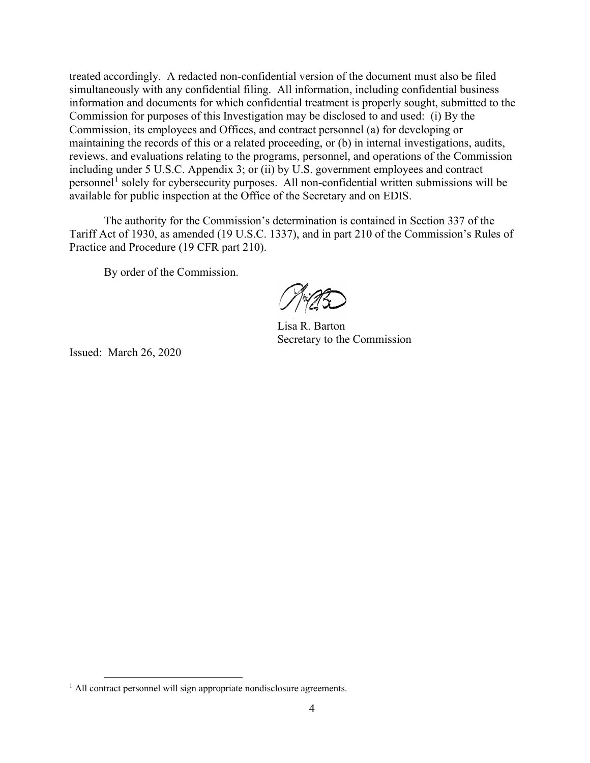treated accordingly. A redacted non-confidential version of the document must also be filed simultaneously with any confidential filing. All information, including confidential business information and documents for which confidential treatment is properly sought, submitted to the Commission for purposes of this Investigation may be disclosed to and used: (i) By the Commission, its employees and Offices, and contract personnel (a) for developing or maintaining the records of this or a related proceeding, or (b) in internal investigations, audits, reviews, and evaluations relating to the programs, personnel, and operations of the Commission including under 5 U.S.C. Appendix 3; or (ii) by U.S. government employees and contract personnel[1] solely for cybersecurity purposes. All non-confidential written submissions will be available for public inspection at the Office of the Secretary and on EDIS.

The authority for the Commission's determination is contained in Section 337 of the Tariff Act of 1930, as amended (19 U.S.C. 1337), and in part 210 of the Commission's Rules of Practice and Procedure (19 CFR part 210).

By order of the Commission.

Lisa R. Barton
Secretary to the Commission

Issued: March 26, 2020

[1] All contract personnel will sign appropriate nondisclosure agreements.